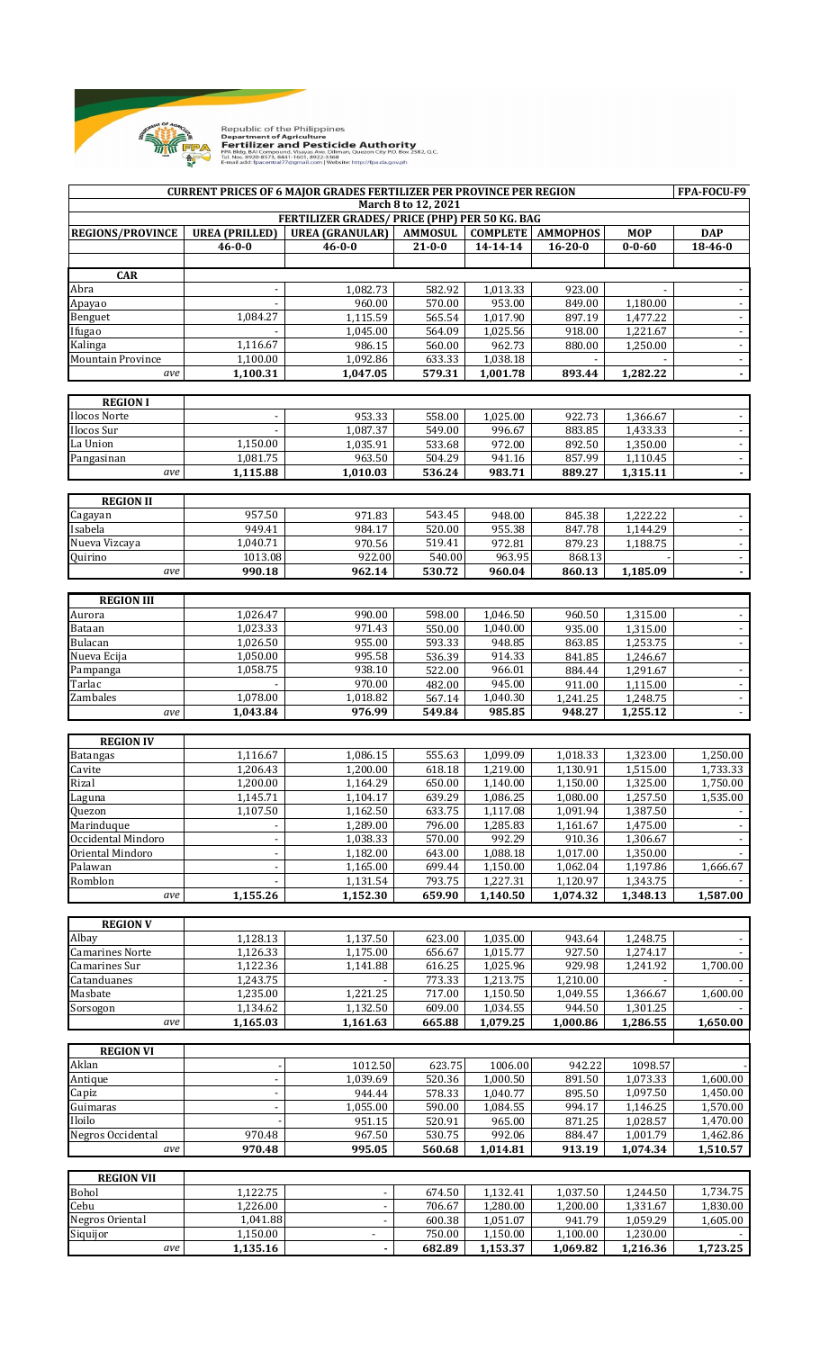Republic of the Philippines
Department of Agriculture
**Fertilizer and Pesticide Authority**
FPA Bldg. BAI Compound, Visayas Ave. Diliman, Quezon City P.O. Box 2582, Q.C.
Tel. Nos. 8920-8573, 8441-1601, 8922-3368
E-mail add: fpacentral77@gmail.com | Website: http://fpa.da.gov.ph

| CURRENT PRICES OF 6 MAJOR GRADES FERTILIZER PER PROVINCE PER REGION | | | | | | | FPA-FOCU-F9 |
|---|---|---|---|---|---|---|---|
| March 8 to 12, 2021 | | | | | | | |
| FERTILIZER GRADES/ PRICE (PHP) PER 50 KG. BAG | | | | | | | |
| REGIONS/PROVINCE | UREA (PRILLED) | UREA (GRANULAR) | AMMOSUL | COMPLETE | AMMOPHOS | MOP | DAP |
| | 46-0-0 | 46-0-0 | 21-0-0 | 14-14-14 | 16-20-0 | 0-0-60 | 18-46-0 |
| **CAR** | | | | | | | |
| Abra | - | 1,082.73 | 582.92 | 1,013.33 | 923.00 | - | - |
| Apayao | - | 960.00 | 570.00 | 953.00 | 849.00 | 1,180.00 | - |
| Benguet | 1,084.27 | 1,115.59 | 565.54 | 1,017.90 | 897.19 | 1,477.22 | - |
| Ifugao | - | 1,045.00 | 564.09 | 1,025.56 | 918.00 | 1,221.67 | - |
| Kalinga | 1,116.67 | 986.15 | 560.00 | 962.73 | 880.00 | 1,250.00 | - |
| Mountain Province | 1,100.00 | 1,092.86 | 633.33 | 1,038.18 | - | - | - |
| *ave* | **1,100.31** | **1,047.05** | **579.31** | **1,001.78** | **893.44** | **1,282.22** | **-** |
| **REGION I** | | | | | | | |
| Ilocos Norte | - | 953.33 | 558.00 | 1,025.00 | 922.73 | 1,366.67 | - |
| Ilocos Sur | - | 1,087.37 | 549.00 | 996.67 | 883.85 | 1,433.33 | - |
| La Union | 1,150.00 | 1,035.91 | 533.68 | 972.00 | 892.50 | 1,350.00 | - |
| Pangasinan | 1,081.75 | 963.50 | 504.29 | 941.16 | 857.99 | 1,110.45 | - |
| *ave* | **1,115.88** | **1,010.03** | **536.24** | **983.71** | **889.27** | **1,315.11** | **-** |
| **REGION II** | | | | | | | |
| Cagayan | 957.50 | 971.83 | 543.45 | 948.00 | 845.38 | 1,222.22 | - |
| Isabela | 949.41 | 984.17 | 520.00 | 955.38 | 847.78 | 1,144.29 | - |
| Nueva Vizcaya | 1,040.71 | 970.56 | 519.41 | 972.81 | 879.23 | 1,188.75 | - |
| Quirino | 1013.08 | 922.00 | 540.00 | 963.95 | 868.13 | - | - |
| *ave* | **990.18** | **962.14** | **530.72** | **960.04** | **860.13** | **1,185.09** | **-** |
| **REGION III** | | | | | | | |
| Aurora | 1,026.47 | 990.00 | 598.00 | 1,046.50 | 960.50 | 1,315.00 | - |
| Bataan | 1,023.33 | 971.43 | 550.00 | 1,040.00 | 935.00 | 1,315.00 | - |
| Bulacan | 1,026.50 | 955.00 | 593.33 | 948.85 | 863.85 | 1,253.75 | - |
| Nueva Ecija | 1,050.00 | 995.58 | 536.39 | 914.33 | 841.85 | 1,246.67 | |
| Pampanga | 1,058.75 | 938.10 | 522.00 | 966.01 | 884.44 | 1,291.67 | - |
| Tarlac | - | 970.00 | 482.00 | 945.00 | 911.00 | 1,115.00 | - |
| Zambales | 1,078.00 | 1,018.82 | 567.14 | 1,040.30 | 1,241.25 | 1,248.75 | - |
| *ave* | **1,043.84** | **976.99** | **549.84** | **985.85** | **948.27** | **1,255.12** | - |
| **REGION IV** | | | | | | | |
| Batangas | 1,116.67 | 1,086.15 | 555.63 | 1,099.09 | 1,018.33 | 1,323.00 | 1,250.00 |
| Cavite | 1,206.43 | 1,200.00 | 618.18 | 1,219.00 | 1,130.91 | 1,515.00 | 1,733.33 |
| Rizal | 1,200.00 | 1,164.29 | 650.00 | 1,140.00 | 1,150.00 | 1,325.00 | 1,750.00 |
| Laguna | 1,145.71 | 1,104.17 | 639.29 | 1,086.25 | 1,080.00 | 1,257.50 | 1,535.00 |
| Quezon | 1,107.50 | 1,162.50 | 633.75 | 1,117.08 | 1,091.94 | 1,387.50 | - |
| Marinduque | - | 1,289.00 | 796.00 | 1,285.83 | 1,161.67 | 1,475.00 | - |
| Occidental Mindoro | - | 1,038.33 | 570.00 | 992.29 | 910.36 | 1,306.67 | - |
| Oriental Mindoro | - | 1,182.00 | 643.00 | 1,088.18 | 1,017.00 | 1,350.00 | - |
| Palawan | - | 1,165.00 | 699.44 | 1,150.00 | 1,062.04 | 1,197.86 | 1,666.67 |
| Romblon | - | 1,131.54 | 793.75 | 1,227.31 | 1,120.97 | 1,343.75 | - |
| *ave* | **1,155.26** | **1,152.30** | **659.90** | **1,140.50** | **1,074.32** | **1,348.13** | **1,587.00** |
| **REGION V** | | | | | | | |
| Albay | 1,128.13 | 1,137.50 | 623.00 | 1,035.00 | 943.64 | 1,248.75 | - |
| Camarines Norte | 1,126.33 | 1,175.00 | 656.67 | 1,015.77 | 927.50 | 1,274.17 | - |
| Camarines Sur | 1,122.36 | 1,141.88 | 616.25 | 1,025.96 | 929.98 | 1,241.92 | 1,700.00 |
| Catanduanes | 1,243.75 | - | 773.33 | 1,213.75 | 1,210.00 | - | - |
| Masbate | 1,235.00 | 1,221.25 | 717.00 | 1,150.50 | 1,049.55 | 1,366.67 | 1,600.00 |
| Sorsogon | 1,134.62 | 1,132.50 | 609.00 | 1,034.55 | 944.50 | 1,301.25 | - |
| *ave* | **1,165.03** | **1,161.63** | **665.88** | **1,079.25** | **1,000.86** | **1,286.55** | **1,650.00** |
| **REGION VI** | | | | | | | |
| Aklan | - | 1012.50 | 623.75 | 1006.00 | 942.22 | 1098.57 | - |
| Antique | - | 1,039.69 | 520.36 | 1,000.50 | 891.50 | 1,073.33 | 1,600.00 |
| Capiz | - | 944.44 | 578.33 | 1,040.77 | 895.50 | 1,097.50 | 1,450.00 |
| Guimaras | - | 1,055.00 | 590.00 | 1,084.55 | 994.17 | 1,146.25 | 1,570.00 |
| Iloilo | - | 951.15 | 520.91 | 965.00 | 871.25 | 1,028.57 | 1,470.00 |
| Negros Occidental | 970.48 | 967.50 | 530.75 | 992.06 | 884.47 | 1,001.79 | 1,462.86 |
| *ave* | **970.48** | **995.05** | **560.68** | **1,014.81** | **913.19** | **1,074.34** | **1,510.57** |
| **REGION VII** | | | | | | | |
| Bohol | 1,122.75 | - | 674.50 | 1,132.41 | 1,037.50 | 1,244.50 | 1,734.75 |
| Cebu | 1,226.00 | - | 706.67 | 1,280.00 | 1,200.00 | 1,331.67 | 1,830.00 |
| Negros Oriental | 1,041.88 | - | 600.38 | 1,051.07 | 941.79 | 1,059.29 | 1,605.00 |
| Siquijor | 1,150.00 | - | 750.00 | 1,150.00 | 1,100.00 | 1,230.00 | - |
| *ave* | **1,135.16** | **-** | **682.89** | **1,153.37** | **1,069.82** | **1,216.36** | **1,723.25** |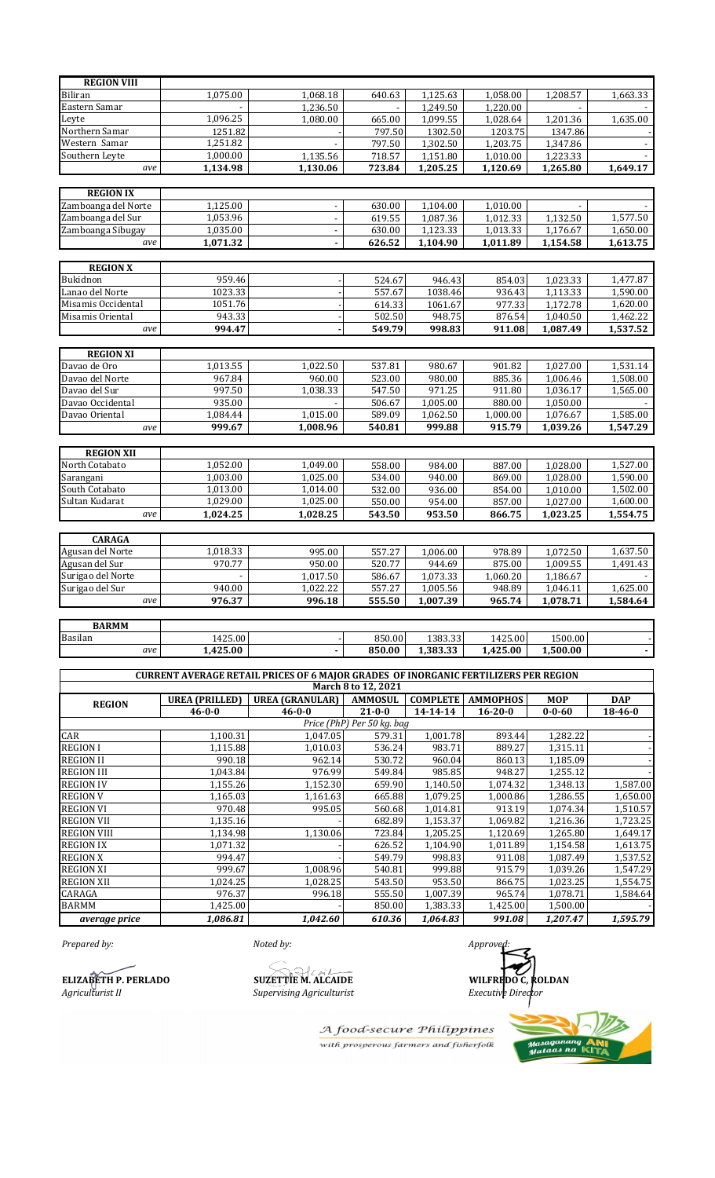| | | | | | | | |
|---|---|---|---|---|---|---|---|
| **REGION VIII** | | | | | | | |
| Biliran | 1,075.00 | 1,068.18 | 640.63 | 1,125.63 | 1,058.00 | 1,208.57 | 1,663.33 |
| Eastern Samar | - | 1,236.50 | - | 1,249.50 | 1,220.00 | - | - |
| Leyte | 1,096.25 | 1,080.00 | 665.00 | 1,099.55 | 1,028.64 | 1,201.36 | 1,635.00 |
| Northern Samar | 1251.82 | - | 797.50 | 1302.50 | 1203.75 | 1347.86 | - |
| Western Samar | 1,251.82 | - | 797.50 | 1,302.50 | 1,203.75 | 1,347.86 | - |
| Southern Leyte | 1,000.00 | 1,135.56 | 718.57 | 1,151.80 | 1,010.00 | 1,223.33 | - |
| *ave* | **1,134.98** | **1,130.06** | **723.84** | **1,205.25** | **1,120.69** | **1,265.80** | **1,649.17** |
| **REGION IX** | | | | | | | |
| Zamboanga del Norte | 1,125.00 | - | 630.00 | 1,104.00 | 1,010.00 | - | - |
| Zamboanga del Sur | 1,053.96 | - | 619.55 | 1,087.36 | 1,012.33 | 1,132.50 | 1,577.50 |
| Zamboanga Sibugay | 1,035.00 | - | 630.00 | 1,123.33 | 1,013.33 | 1,176.67 | 1,650.00 |
| *ave* | **1,071.32** | **-** | **626.52** | **1,104.90** | **1,011.89** | **1,154.58** | **1,613.75** |
| **REGION X** | | | | | | | |
| Bukidnon | 959.46 | - | 524.67 | 946.43 | 854.03 | 1,023.33 | 1,477.87 |
| Lanao del Norte | 1023.33 | - | 557.67 | 1038.46 | 936.43 | 1,113.33 | 1,590.00 |
| Misamis Occidental | 1051.76 | - | 614.33 | 1061.67 | 977.33 | 1,172.78 | 1,620.00 |
| Misamis Oriental | 943.33 | - | 502.50 | 948.75 | 876.54 | 1,040.50 | 1,462.22 |
| *ave* | **994.47** | **-** | **549.79** | **998.83** | **911.08** | **1,087.49** | **1,537.52** |
| **REGION XI** | | | | | | | |
| Davao de Oro | 1,013.55 | 1,022.50 | 537.81 | 980.67 | 901.82 | 1,027.00 | 1,531.14 |
| Davao del Norte | 967.84 | 960.00 | 523.00 | 980.00 | 885.36 | 1,006.46 | 1,508.00 |
| Davao del Sur | 997.50 | 1,038.33 | 547.50 | 971.25 | 911.80 | 1,036.17 | 1,565.00 |
| Davao Occidental | 935.00 | - | 506.67 | 1,005.00 | 880.00 | 1,050.00 | - |
| Davao Oriental | 1,084.44 | 1,015.00 | 589.09 | 1,062.50 | 1,000.00 | 1,076.67 | 1,585.00 |
| *ave* | **999.67** | **1,008.96** | **540.81** | **999.88** | **915.79** | **1,039.26** | **1,547.29** |
| **REGION XII** | | | | | | | |
| North Cotabato | 1,052.00 | 1,049.00 | 558.00 | 984.00 | 887.00 | 1,028.00 | 1,527.00 |
| Sarangani | 1,003.00 | 1,025.00 | 534.00 | 940.00 | 869.00 | 1,028.00 | 1,590.00 |
| South Cotabato | 1,013.00 | 1,014.00 | 532.00 | 936.00 | 854.00 | 1,010.00 | 1,502.00 |
| Sultan Kudarat | 1,029.00 | 1,025.00 | 550.00 | 954.00 | 857.00 | 1,027.00 | 1,600.00 |
| *ave* | **1,024.25** | **1,028.25** | **543.50** | **953.50** | **866.75** | **1,023.25** | **1,554.75** |
| **CARAGA** | | | | | | | |
| Agusan del Norte | 1,018.33 | 995.00 | 557.27 | 1,006.00 | 978.89 | 1,072.50 | 1,637.50 |
| Agusan del Sur | 970.77 | 950.00 | 520.77 | 944.69 | 875.00 | 1,009.55 | 1,491.43 |
| Surigao del Norte | - | 1,017.50 | 586.67 | 1,073.33 | 1,060.20 | 1,186.67 | - |
| Surigao del Sur | 940.00 | 1,022.22 | 557.27 | 1,005.56 | 948.89 | 1,046.11 | 1,625.00 |
| *ave* | **976.37** | **996.18** | **555.50** | **1,007.39** | **965.74** | **1,078.71** | **1,584.64** |
| **BARMM** | | | | | | | |
| Basilan | 1425.00 | - | 850.00 | 1383.33 | 1425.00 | 1500.00 | - |
| *ave* | **1,425.00** | **-** | **850.00** | **1,383.33** | **1,425.00** | **1,500.00** | **-** |

**CURRENT AVERAGE RETAIL PRICES OF 6 MAJOR GRADES OF INORGANIC FERTILIZERS PER REGION**

**March 8 to 12, 2021**

| REGION | UREA (PRILLED) | UREA (GRANULAR) | AMMOSUL | COMPLETE | AMMOPHOS | MOP | DAP |
|---|---|---|---|---|---|---|---|
| | 46-0-0 | 46-0-0 | 21-0-0 | 14-14-14 | 16-20-0 | 0-0-60 | 18-46-0 |
| | Price (PhP) Per 50 kg. bag | | | | | | |
| CAR | 1,100.31 | 1,047.05 | 579.31 | 1,001.78 | 893.44 | 1,282.22 | - |
| REGION I | 1,115.88 | 1,010.03 | 536.24 | 983.71 | 889.27 | 1,315.11 | - |
| REGION II | 990.18 | 962.14 | 530.72 | 960.04 | 860.13 | 1,185.09 | - |
| REGION III | 1,043.84 | 976.99 | 549.84 | 985.85 | 948.27 | 1,255.12 | - |
| REGION IV | 1,155.26 | 1,152.30 | 659.90 | 1,140.50 | 1,074.32 | 1,348.13 | 1,587.00 |
| REGION V | 1,165.03 | 1,161.63 | 665.88 | 1,079.25 | 1,000.86 | 1,286.55 | 1,650.00 |
| REGION VI | 970.48 | 995.05 | 560.68 | 1,014.81 | 913.19 | 1,074.34 | 1,510.57 |
| REGION VII | 1,135.16 | | 682.89 | 1,153.37 | 1,069.82 | 1,216.36 | 1,723.25 |
| REGION VIII | 1,134.98 | 1,130.06 | 723.84 | 1,205.25 | 1,120.69 | 1,265.80 | 1,649.17 |
| REGION IX | 1,071.32 | - | 626.52 | 1,104.90 | 1,011.89 | 1,154.58 | 1,613.75 |
| REGION X | 994.47 | - | 549.79 | 998.83 | 911.08 | 1,087.49 | 1,537.52 |
| REGION XI | 999.67 | 1,008.96 | 540.81 | 999.88 | 915.79 | 1,039.26 | 1,547.29 |
| REGION XII | 1,024.25 | 1,028.25 | 543.50 | 953.50 | 866.75 | 1,023.25 | 1,554.75 |
| CARAGA | 976.37 | 996.18 | 555.50 | 1,007.39 | 965.74 | 1,078.71 | 1,584.64 |
| BARMM | 1,425.00 | - | 850.00 | 1,383.33 | 1,425.00 | 1,500.00 | - |
| ***average price*** | ***1,086.81*** | ***1,042.60*** | ***610.36*** | ***1,064.83*** | ***991.08*** | ***1,207.47*** | ***1,595.79*** |

*Prepared by:*

**ELIZABETH P. PERLADO**
*Agriculturist II*

*Noted by:*

**SUZETTIE M. ALCAIDE**
*Supervising Agriculturist*

*Approved:*

**WILFREDO C. ROLDAN**
*Executive Director*

*A food-secure Philippines with prosperous farmers and fisherfolk*

Masaganang ANI Mataas na KITA